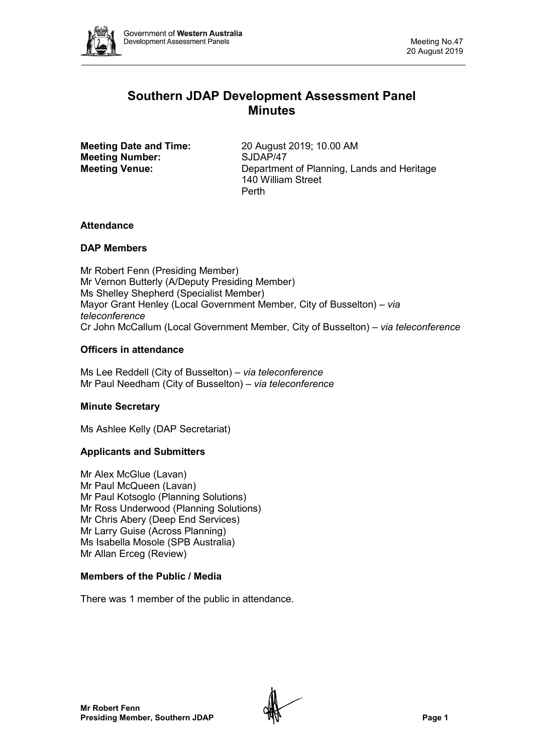# Southern JDAP Development Assessment Panel Minutes

**Meeting Date and Time:** 20 August 2019; 10.00 AM
**Meeting Number:** SJDAP/47
**Meeting Venue:** Department of Planning, Lands and Heritage
140 William Street
Perth

## Attendance

### DAP Members

Mr Robert Fenn (Presiding Member)
Mr Vernon Butterly (A/Deputy Presiding Member)
Ms Shelley Shepherd (Specialist Member)
Mayor Grant Henley (Local Government Member, City of Busselton) – *via teleconference*
Cr John McCallum (Local Government Member, City of Busselton) – *via teleconference*

### Officers in attendance

Ms Lee Reddell (City of Busselton) – *via teleconference*
Mr Paul Needham (City of Busselton) – *via teleconference*

### Minute Secretary

Ms Ashlee Kelly (DAP Secretariat)

### Applicants and Submitters

Mr Alex McGlue (Lavan)
Mr Paul McQueen (Lavan)
Mr Paul Kotsoglo (Planning Solutions)
Mr Ross Underwood (Planning Solutions)
Mr Chris Abery (Deep End Services)
Mr Larry Guise (Across Planning)
Ms Isabella Mosole (SPB Australia)
Mr Allan Erceg (Review)

### Members of the Public / Media

There was 1 member of the public in attendance.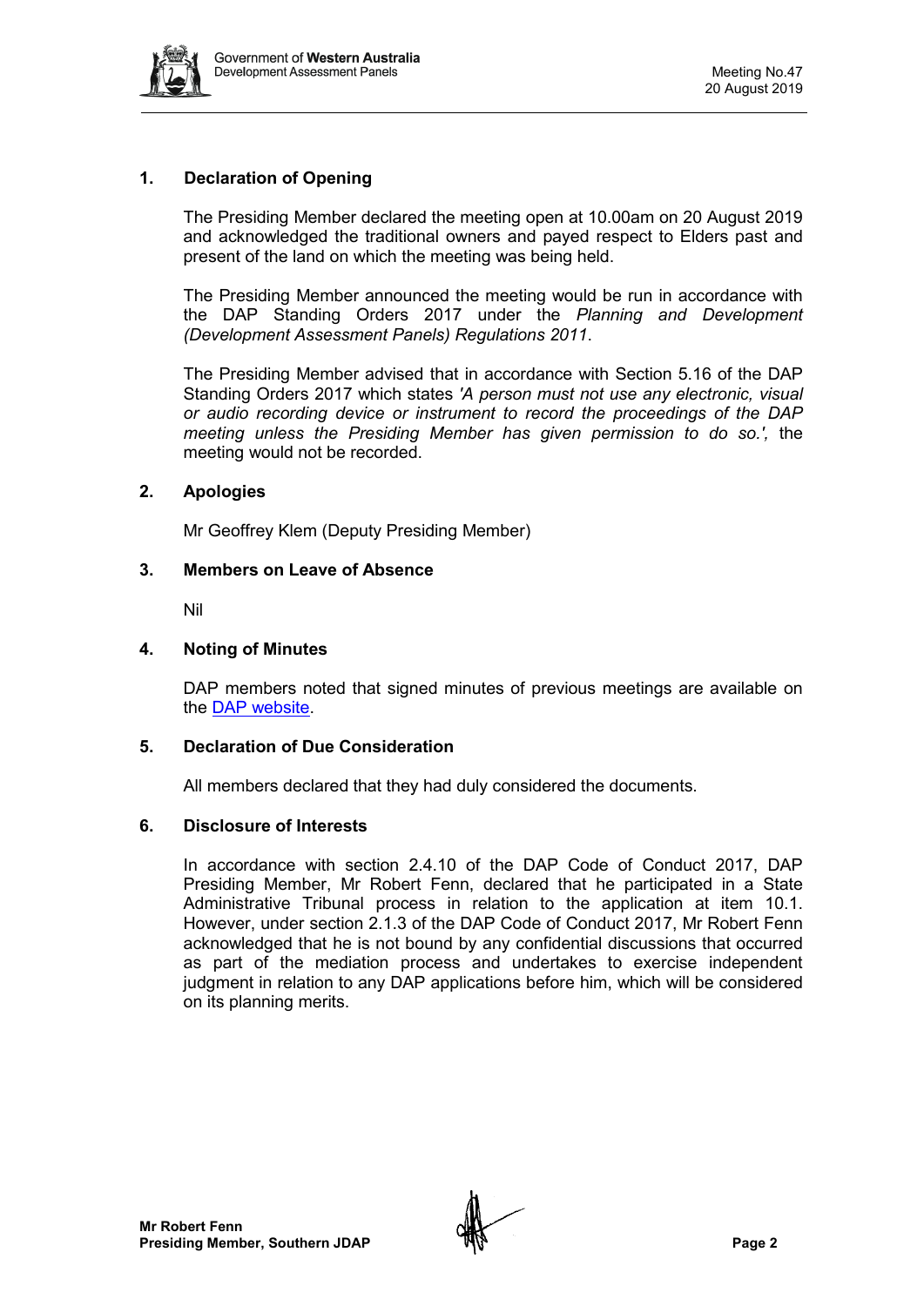## 1. Declaration of Opening

The Presiding Member declared the meeting open at 10.00am on 20 August 2019 and acknowledged the traditional owners and payed respect to Elders past and present of the land on which the meeting was being held.

The Presiding Member announced the meeting would be run in accordance with the DAP Standing Orders 2017 under the *Planning and Development (Development Assessment Panels) Regulations 2011*.

The Presiding Member advised that in accordance with Section 5.16 of the DAP Standing Orders 2017 which states *'A person must not use any electronic, visual or audio recording device or instrument to record the proceedings of the DAP meeting unless the Presiding Member has given permission to do so.',* the meeting would not be recorded.

## 2. Apologies

Mr Geoffrey Klem (Deputy Presiding Member)

## 3. Members on Leave of Absence

Nil

## 4. Noting of Minutes

DAP members noted that signed minutes of previous meetings are available on the DAP website.

## 5. Declaration of Due Consideration

All members declared that they had duly considered the documents.

## 6. Disclosure of Interests

In accordance with section 2.4.10 of the DAP Code of Conduct 2017, DAP Presiding Member, Mr Robert Fenn, declared that he participated in a State Administrative Tribunal process in relation to the application at item 10.1. However, under section 2.1.3 of the DAP Code of Conduct 2017, Mr Robert Fenn acknowledged that he is not bound by any confidential discussions that occurred as part of the mediation process and undertakes to exercise independent judgment in relation to any DAP applications before him, which will be considered on its planning merits.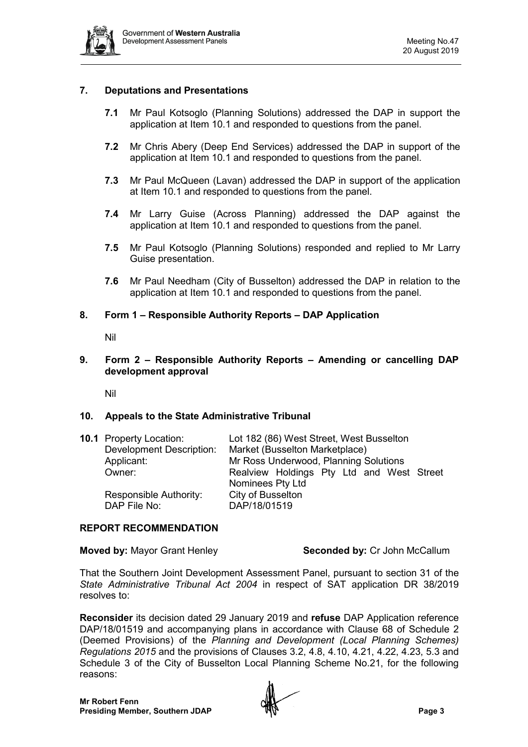## 7. Deputations and Presentations

**7.1** Mr Paul Kotsoglo (Planning Solutions) addressed the DAP in support the application at Item 10.1 and responded to questions from the panel.

**7.2** Mr Chris Abery (Deep End Services) addressed the DAP in support of the application at Item 10.1 and responded to questions from the panel.

**7.3** Mr Paul McQueen (Lavan) addressed the DAP in support of the application at Item 10.1 and responded to questions from the panel.

**7.4** Mr Larry Guise (Across Planning) addressed the DAP against the application at Item 10.1 and responded to questions from the panel.

**7.5** Mr Paul Kotsoglo (Planning Solutions) responded and replied to Mr Larry Guise presentation.

**7.6** Mr Paul Needham (City of Busselton) addressed the DAP in relation to the application at Item 10.1 and responded to questions from the panel.

## 8. Form 1 – Responsible Authority Reports – DAP Application

Nil

## 9. Form 2 – Responsible Authority Reports – Amending or cancelling DAP development approval

Nil

## 10. Appeals to the State Administrative Tribunal

**10.1** Property Location: Lot 182 (86) West Street, West Busselton
Development Description: Market (Busselton Marketplace)
Applicant: Mr Ross Underwood, Planning Solutions
Owner: Realview Holdings Pty Ltd and West Street Nominees Pty Ltd
Responsible Authority: City of Busselton
DAP File No: DAP/18/01519

### REPORT RECOMMENDATION

**Moved by:** Mayor Grant Henley **Seconded by:** Cr John McCallum

That the Southern Joint Development Assessment Panel, pursuant to section 31 of the *State Administrative Tribunal Act 2004* in respect of SAT application DR 38/2019 resolves to:

**Reconsider** its decision dated 29 January 2019 and **refuse** DAP Application reference DAP/18/01519 and accompanying plans in accordance with Clause 68 of Schedule 2 (Deemed Provisions) of the *Planning and Development (Local Planning Schemes) Regulations 2015* and the provisions of Clauses 3.2, 4.8, 4.10, 4.21, 4.22, 4.23, 5.3 and Schedule 3 of the City of Busselton Local Planning Scheme No.21, for the following reasons:

**Mr Robert Fenn**
**Presiding Member, Southern JDAP**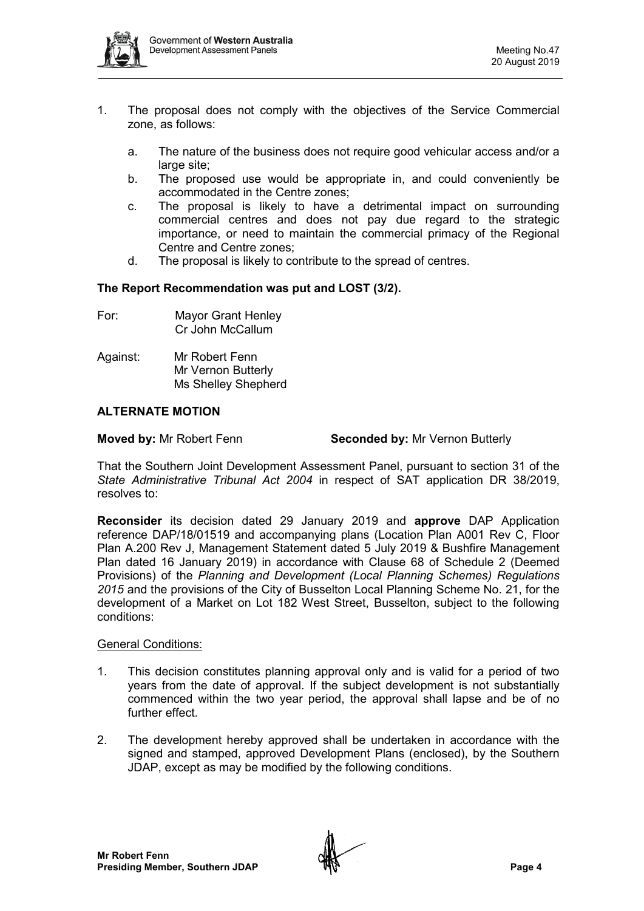1. The proposal does not comply with the objectives of the Service Commercial zone, as follows:

   a. The nature of the business does not require good vehicular access and/or a large site;
   b. The proposed use would be appropriate in, and could conveniently be accommodated in the Centre zones;
   c. The proposal is likely to have a detrimental impact on surrounding commercial centres and does not pay due regard to the strategic importance, or need to maintain the commercial primacy of the Regional Centre and Centre zones;
   d. The proposal is likely to contribute to the spread of centres.

**The Report Recommendation was put and LOST (3/2).**

For: Mayor Grant Henley
Cr John McCallum

Against: Mr Robert Fenn
Mr Vernon Butterly
Ms Shelley Shepherd

## ALTERNATE MOTION

**Moved by:** Mr Robert Fenn **Seconded by:** Mr Vernon Butterly

That the Southern Joint Development Assessment Panel, pursuant to section 31 of the *State Administrative Tribunal Act 2004* in respect of SAT application DR 38/2019, resolves to:

**Reconsider** its decision dated 29 January 2019 and **approve** DAP Application reference DAP/18/01519 and accompanying plans (Location Plan A001 Rev C, Floor Plan A.200 Rev J, Management Statement dated 5 July 2019 & Bushfire Management Plan dated 16 January 2019) in accordance with Clause 68 of Schedule 2 (Deemed Provisions) of the *Planning and Development (Local Planning Schemes) Regulations 2015* and the provisions of the City of Busselton Local Planning Scheme No. 21, for the development of a Market on Lot 182 West Street, Busselton, subject to the following conditions:

General Conditions:

1. This decision constitutes planning approval only and is valid for a period of two years from the date of approval. If the subject development is not substantially commenced within the two year period, the approval shall lapse and be of no further effect.

2. The development hereby approved shall be undertaken in accordance with the signed and stamped, approved Development Plans (enclosed), by the Southern JDAP, except as may be modified by the following conditions.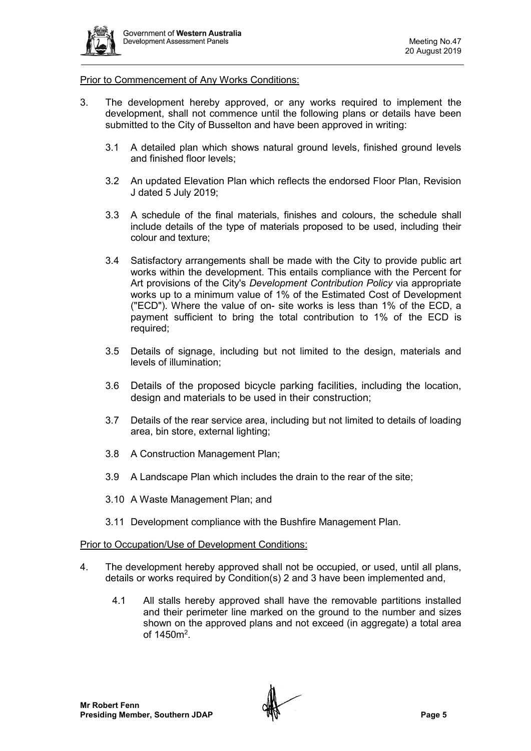Prior to Commencement of Any Works Conditions:

3. The development hereby approved, or any works required to implement the development, shall not commence until the following plans or details have been submitted to the City of Busselton and have been approved in writing:

   3.1 A detailed plan which shows natural ground levels, finished ground levels and finished floor levels;

   3.2 An updated Elevation Plan which reflects the endorsed Floor Plan, Revision J dated 5 July 2019;

   3.3 A schedule of the final materials, finishes and colours, the schedule shall include details of the type of materials proposed to be used, including their colour and texture;

   3.4 Satisfactory arrangements shall be made with the City to provide public art works within the development. This entails compliance with the Percent for Art provisions of the City's *Development Contribution Policy* via appropriate works up to a minimum value of 1% of the Estimated Cost of Development ("ECD"). Where the value of on- site works is less than 1% of the ECD, a payment sufficient to bring the total contribution to 1% of the ECD is required;

   3.5 Details of signage, including but not limited to the design, materials and levels of illumination;

   3.6 Details of the proposed bicycle parking facilities, including the location, design and materials to be used in their construction;

   3.7 Details of the rear service area, including but not limited to details of loading area, bin store, external lighting;

   3.8 A Construction Management Plan;

   3.9 A Landscape Plan which includes the drain to the rear of the site;

   3.10 A Waste Management Plan; and

   3.11 Development compliance with the Bushfire Management Plan.

Prior to Occupation/Use of Development Conditions:

4. The development hereby approved shall not be occupied, or used, until all plans, details or works required by Condition(s) 2 and 3 have been implemented and,

   4.1 All stalls hereby approved shall have the removable partitions installed and their perimeter line marked on the ground to the number and sizes shown on the approved plans and not exceed (in aggregate) a total area of 1450m$^2$.

**Mr Robert Fenn**
**Presiding Member, Southern JDAP**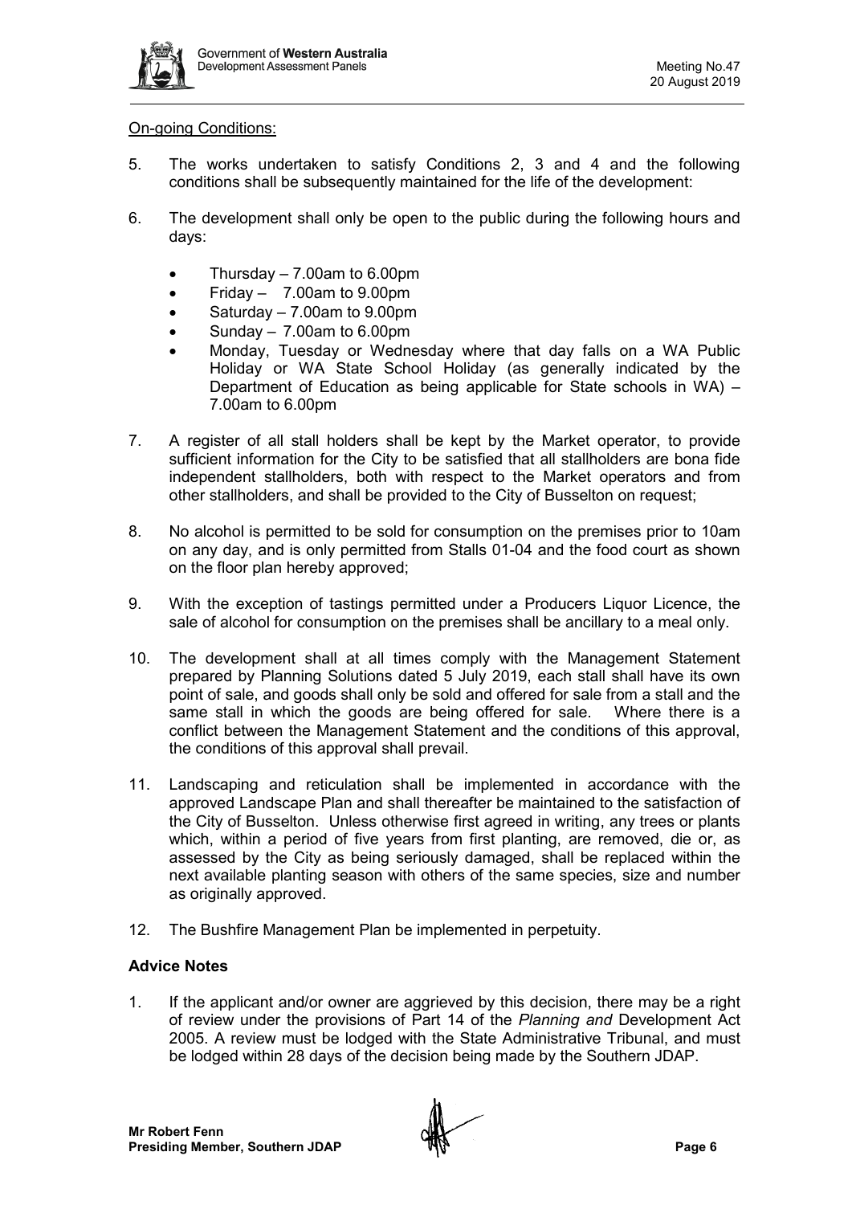On-going Conditions:

5. The works undertaken to satisfy Conditions 2, 3 and 4 and the following conditions shall be subsequently maintained for the life of the development:

6. The development shall only be open to the public during the following hours and days:

   - Thursday – 7.00am to 6.00pm
   - Friday – 7.00am to 9.00pm
   - Saturday – 7.00am to 9.00pm
   - Sunday – 7.00am to 6.00pm
   - Monday, Tuesday or Wednesday where that day falls on a WA Public Holiday or WA State School Holiday (as generally indicated by the Department of Education as being applicable for State schools in WA) – 7.00am to 6.00pm

7. A register of all stall holders shall be kept by the Market operator, to provide sufficient information for the City to be satisfied that all stallholders are bona fide independent stallholders, both with respect to the Market operators and from other stallholders, and shall be provided to the City of Busselton on request;

8. No alcohol is permitted to be sold for consumption on the premises prior to 10am on any day, and is only permitted from Stalls 01-04 and the food court as shown on the floor plan hereby approved;

9. With the exception of tastings permitted under a Producers Liquor Licence, the sale of alcohol for consumption on the premises shall be ancillary to a meal only.

10. The development shall at all times comply with the Management Statement prepared by Planning Solutions dated 5 July 2019, each stall shall have its own point of sale, and goods shall only be sold and offered for sale from a stall and the same stall in which the goods are being offered for sale. Where there is a conflict between the Management Statement and the conditions of this approval, the conditions of this approval shall prevail.

11. Landscaping and reticulation shall be implemented in accordance with the approved Landscape Plan and shall thereafter be maintained to the satisfaction of the City of Busselton. Unless otherwise first agreed in writing, any trees or plants which, within a period of five years from first planting, are removed, die or, as assessed by the City as being seriously damaged, shall be replaced within the next available planting season with others of the same species, size and number as originally approved.

12. The Bushfire Management Plan be implemented in perpetuity.

**Advice Notes**

1. If the applicant and/or owner are aggrieved by this decision, there may be a right of review under the provisions of Part 14 of the *Planning and* Development Act 2005. A review must be lodged with the State Administrative Tribunal, and must be lodged within 28 days of the decision being made by the Southern JDAP.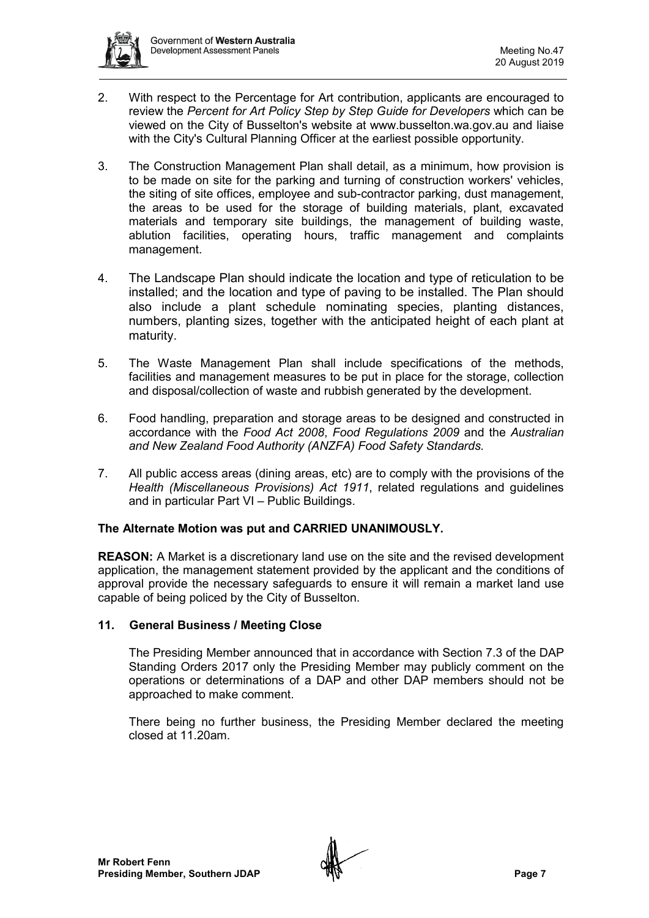2. With respect to the Percentage for Art contribution, applicants are encouraged to review the *Percent for Art Policy Step by Step Guide for Developers* which can be viewed on the City of Busselton's website at www.busselton.wa.gov.au and liaise with the City's Cultural Planning Officer at the earliest possible opportunity.

3. The Construction Management Plan shall detail, as a minimum, how provision is to be made on site for the parking and turning of construction workers' vehicles, the siting of site offices, employee and sub-contractor parking, dust management, the areas to be used for the storage of building materials, plant, excavated materials and temporary site buildings, the management of building waste, ablution facilities, operating hours, traffic management and complaints management.

4. The Landscape Plan should indicate the location and type of reticulation to be installed; and the location and type of paving to be installed. The Plan should also include a plant schedule nominating species, planting distances, numbers, planting sizes, together with the anticipated height of each plant at maturity.

5. The Waste Management Plan shall include specifications of the methods, facilities and management measures to be put in place for the storage, collection and disposal/collection of waste and rubbish generated by the development.

6. Food handling, preparation and storage areas to be designed and constructed in accordance with the *Food Act 2008*, *Food Regulations 2009* and the *Australian and New Zealand Food Authority (ANZFA) Food Safety Standards.*

7. All public access areas (dining areas, etc) are to comply with the provisions of the *Health (Miscellaneous Provisions) Act 1911*, related regulations and guidelines and in particular Part VI – Public Buildings.

**The Alternate Motion was put and CARRIED UNANIMOUSLY.**

**REASON:** A Market is a discretionary land use on the site and the revised development application, the management statement provided by the applicant and the conditions of approval provide the necessary safeguards to ensure it will remain a market land use capable of being policed by the City of Busselton.

## 11. General Business / Meeting Close

The Presiding Member announced that in accordance with Section 7.3 of the DAP Standing Orders 2017 only the Presiding Member may publicly comment on the operations or determinations of a DAP and other DAP members should not be approached to make comment.

There being no further business, the Presiding Member declared the meeting closed at 11.20am.